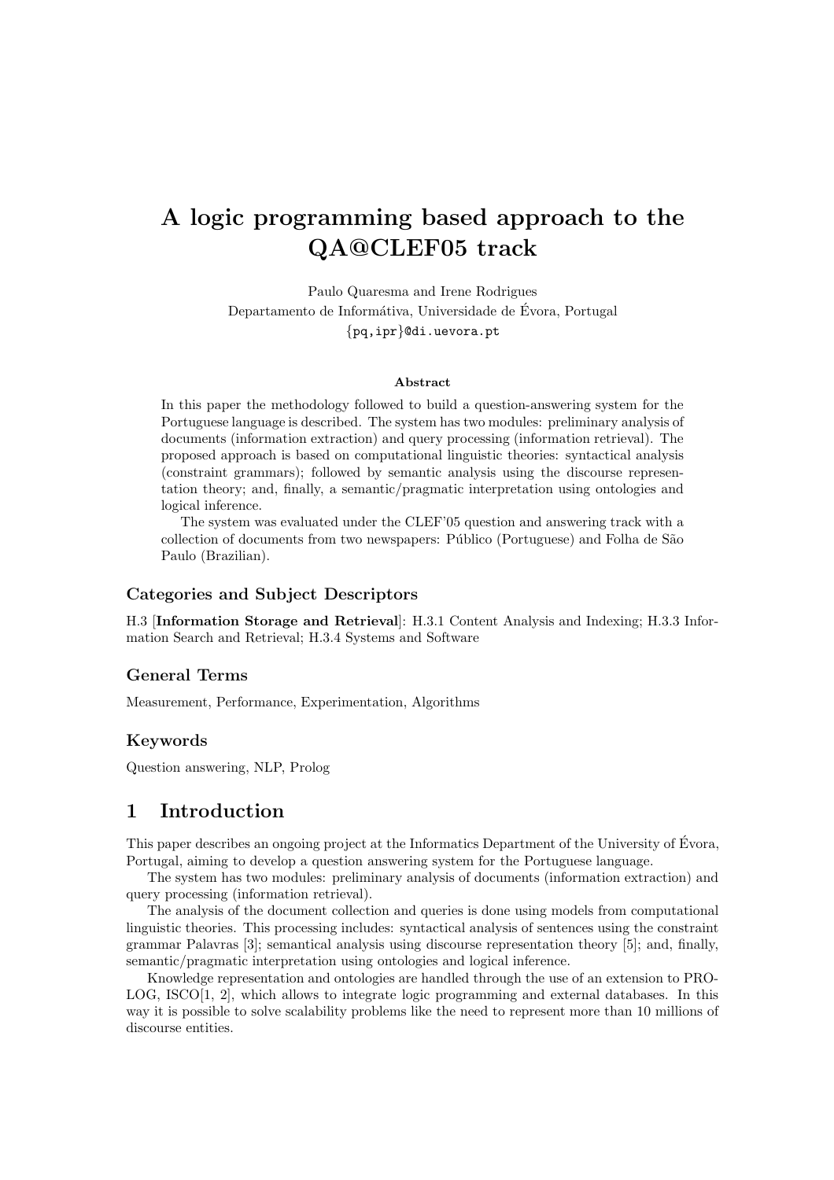# A logic programming based approach to the QA@CLEF05 track

Paulo Quaresma and Irene Rodrigues
Departamento de Informátiva, Universidade de Évora, Portugal
{pq,ipr}@di.uevora.pt

**Abstract**

In this paper the methodology followed to build a question-answering system for the Portuguese language is described. The system has two modules: preliminary analysis of documents (information extraction) and query processing (information retrieval). The proposed approach is based on computational linguistic theories: syntactical analysis (constraint grammars); followed by semantic analysis using the discourse representation theory; and, finally, a semantic/pragmatic interpretation using ontologies and logical inference.

The system was evaluated under the CLEF'05 question and answering track with a collection of documents from two newspapers: Público (Portuguese) and Folha de São Paulo (Brazilian).

### Categories and Subject Descriptors

H.3 [**Information Storage and Retrieval**]: H.3.1 Content Analysis and Indexing; H.3.3 Information Search and Retrieval; H.3.4 Systems and Software

### General Terms

Measurement, Performance, Experimentation, Algorithms

### Keywords

Question answering, NLP, Prolog

## 1 Introduction

This paper describes an ongoing project at the Informatics Department of the University of Évora, Portugal, aiming to develop a question answering system for the Portuguese language.

The system has two modules: preliminary analysis of documents (information extraction) and query processing (information retrieval).

The analysis of the document collection and queries is done using models from computational linguistic theories. This processing includes: syntactical analysis of sentences using the constraint grammar Palavras [3]; semantical analysis using discourse representation theory [5]; and, finally, semantic/pragmatic interpretation using ontologies and logical inference.

Knowledge representation and ontologies are handled through the use of an extension to PROLOG, ISCO[1, 2], which allows to integrate logic programming and external databases. In this way it is possible to solve scalability problems like the need to represent more than 10 millions of discourse entities.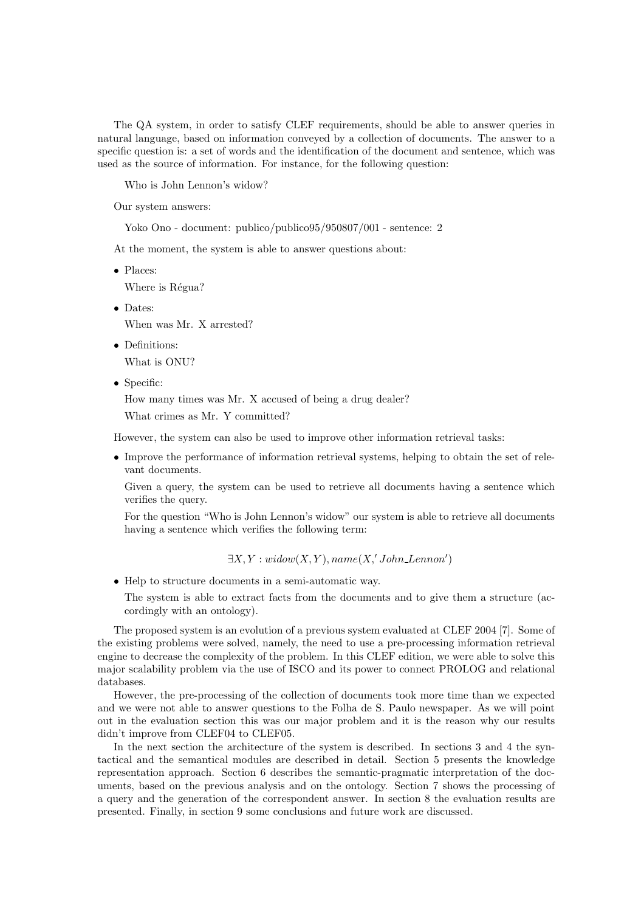The QA system, in order to satisfy CLEF requirements, should be able to answer queries in natural language, based on information conveyed by a collection of documents. The answer to a specific question is: a set of words and the identification of the document and sentence, which was used as the source of information. For instance, for the following question:

Who is John Lennon's widow?

Our system answers:

Yoko Ono - document: publico/publico95/950807/001 - sentence: 2

At the moment, the system is able to answer questions about:

- Places:

  Where is Régua?

- Dates:

  When was Mr. X arrested?

- Definitions:

  What is ONU?

- Specific:

  How many times was Mr. X accused of being a drug dealer?

  What crimes as Mr. Y committed?

However, the system can also be used to improve other information retrieval tasks:

- Improve the performance of information retrieval systems, helping to obtain the set of relevant documents.

  Given a query, the system can be used to retrieve all documents having a sentence which verifies the query.

  For the question "Who is John Lennon's widow" our system is able to retrieve all documents having a sentence which verifies the following term:

$$\exists X, Y : widow(X, Y), name(X, 'John\_Lennon')$$

- Help to structure documents in a semi-automatic way.

  The system is able to extract facts from the documents and to give them a structure (accordingly with an ontology).

The proposed system is an evolution of a previous system evaluated at CLEF 2004 [7]. Some of the existing problems were solved, namely, the need to use a pre-processing information retrieval engine to decrease the complexity of the problem. In this CLEF edition, we were able to solve this major scalability problem via the use of ISCO and its power to connect PROLOG and relational databases.

However, the pre-processing of the collection of documents took more time than we expected and we were not able to answer questions to the Folha de S. Paulo newspaper. As we will point out in the evaluation section this was our major problem and it is the reason why our results didn't improve from CLEF04 to CLEF05.

In the next section the architecture of the system is described. In sections 3 and 4 the syntactical and the semantical modules are described in detail. Section 5 presents the knowledge representation approach. Section 6 describes the semantic-pragmatic interpretation of the documents, based on the previous analysis and on the ontology. Section 7 shows the processing of a query and the generation of the correspondent answer. In section 8 the evaluation results are presented. Finally, in section 9 some conclusions and future work are discussed.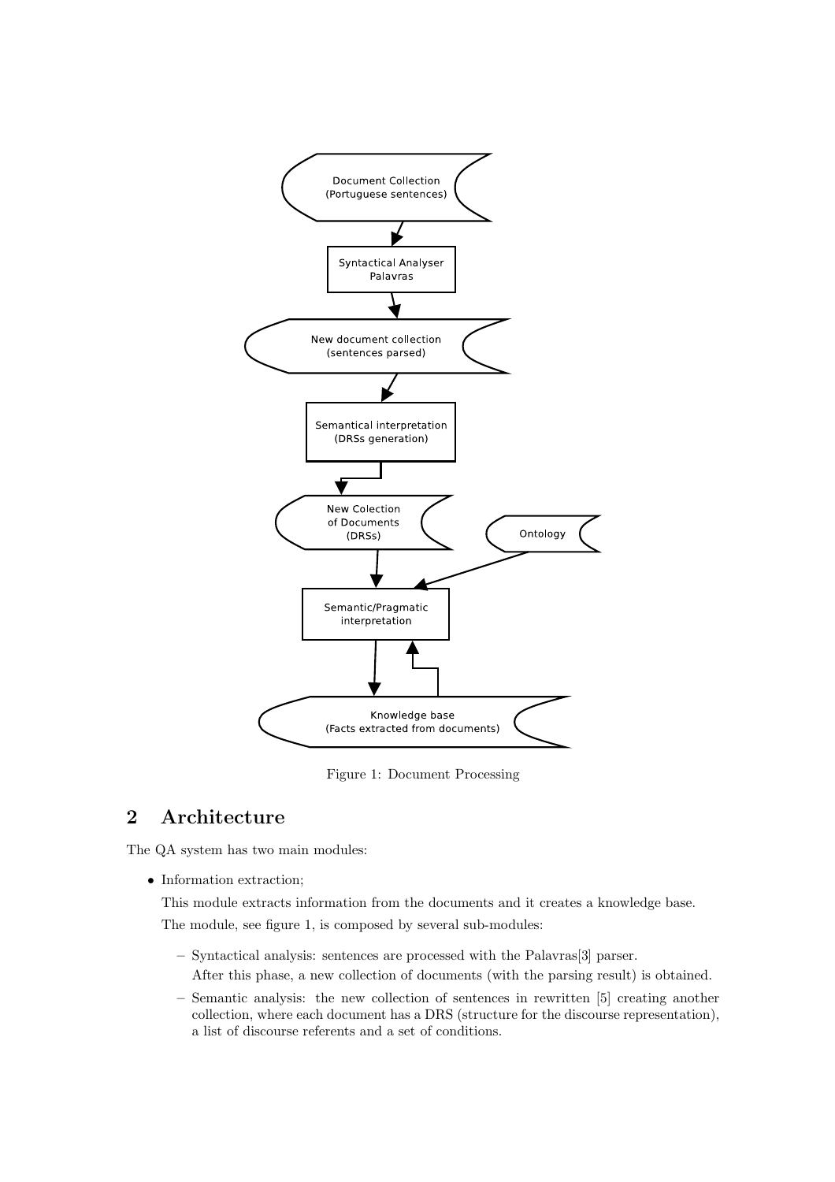Figure 1: Document Processing

## 2 Architecture

The QA system has two main modules:

- Information extraction;

  This module extracts information from the documents and it creates a knowledge base.

  The module, see figure 1, is composed by several sub-modules:

  - Syntactical analysis: sentences are processed with the Palavras[3] parser.
    After this phase, a new collection of documents (with the parsing result) is obtained.
  - Semantic analysis: the new collection of sentences in rewritten [5] creating another collection, where each document has a DRS (structure for the discourse representation), a list of discourse referents and a set of conditions.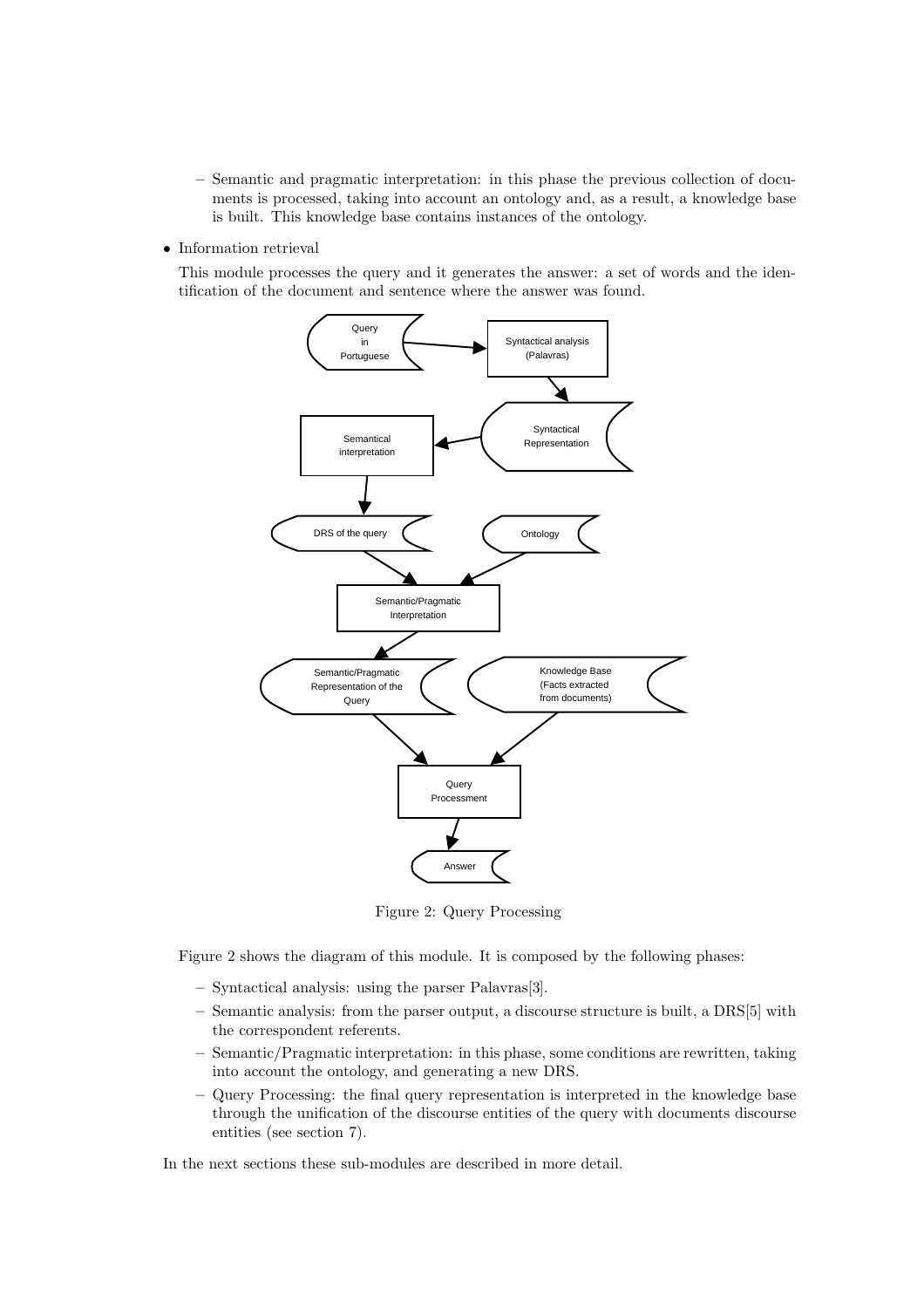- Semantic and pragmatic interpretation: in this phase the previous collection of documents is processed, taking into account an ontology and, as a result, a knowledge base is built. This knowledge base contains instances of the ontology.

- Information retrieval

  This module processes the query and it generates the answer: a set of words and the identification of the document and sentence where the answer was found.

Figure 2: Query Processing

Figure 2 shows the diagram of this module. It is composed by the following phases:

- Syntactical analysis: using the parser Palavras[3].
- Semantic analysis: from the parser output, a discourse structure is built, a DRS[5] with the correspondent referents.
- Semantic/Pragmatic interpretation: in this phase, some conditions are rewritten, taking into account the ontology, and generating a new DRS.
- Query Processing: the final query representation is interpreted in the knowledge base through the unification of the discourse entities of the query with documents discourse entities (see section 7).

In the next sections these sub-modules are described in more detail.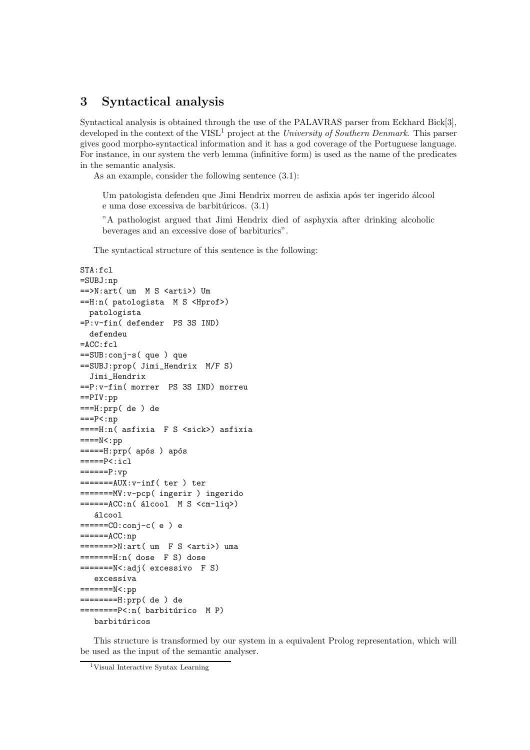## 3 Syntactical analysis

Syntactical analysis is obtained through the use of the PALAVRAS parser from Eckhard Bick[3], developed in the context of the VISL[1] project at the *University of Southern Denmark*. This parser gives good morpho-syntactical information and it has a god coverage of the Portuguese language. For instance, in our system the verb lemma (infinitive form) is used as the name of the predicates in the semantic analysis.

As an example, consider the following sentence (3.1):

> Um patologista defendeu que Jimi Hendrix morreu de asfixia após ter ingerido álcool e uma dose excessiva de barbitúricos. (3.1)
>
> "A pathologist argued that Jimi Hendrix died of asphyxia after drinking alcoholic beverages and an excessive dose of barbiturics".

The syntactical structure of this sentence is the following:

```
STA:fcl
=SUBJ:np
==>N:art( um  M S <arti>) Um
==H:n( patologista  M S <Hprof>)
  patologista
=P:v-fin( defender  PS 3S IND)
  defendeu
=ACC:fcl
==SUB:conj-s( que ) que
==SUBJ:prop( Jimi_Hendrix  M/F S)
  Jimi_Hendrix
==P:v-fin( morrer  PS 3S IND) morreu
==PIV:pp
===H:prp( de ) de
===P<:np
====H:n( asfixia  F S <sick>) asfixia
====N<:pp
=====H:prp( após ) após
=====P<:icl
======P:vp
=======AUX:v-inf( ter ) ter
=======MV:v-pcp( ingerir ) ingerido
======ACC:n( álcool  M S <cm-liq>)
   álcool
======CO:conj-c( e ) e
======ACC:np
=======>N:art( um  F S <arti>) uma
=======H:n( dose  F S) dose
=======N<:adj( excessivo  F S)
   excessiva
=======N<:pp
========H:prp( de ) de
========P<:n( barbitúrico  M P)
   barbitúricos
```

This structure is transformed by our system in a equivalent Prolog representation, which will be used as the input of the semantic analyser.

[1] Visual Interactive Syntax Learning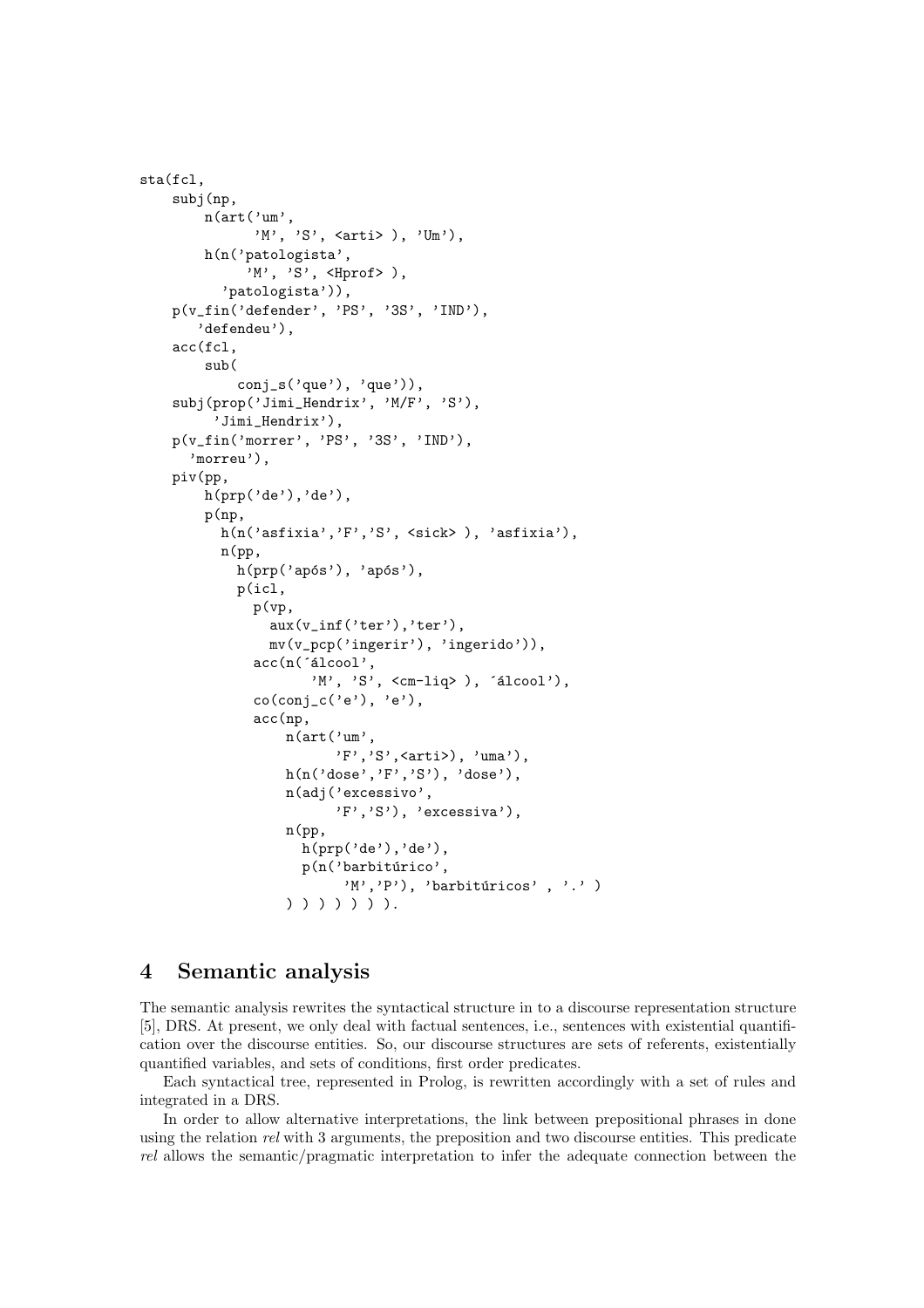```
sta(fcl,
    subj(np,
        n(art('um',
              'M', 'S', <arti> ), 'Um'),
        h(n('patologista',
             'M', 'S', <Hprof> ),
           'patologista')),
    p(v_fin('defender', 'PS', '3S', 'IND'),
       'defendeu'),
    acc(fcl,
        sub(
            conj_s('que'), 'que')),
    subj(prop('Jimi_Hendrix', 'M/F', 'S'),
         'Jimi_Hendrix'),
    p(v_fin('morrer', 'PS', '3S', 'IND'),
      'morreu'),
    piv(pp,
        h(prp('de'),'de'),
        p(np,
          h(n('asfixia','F','S', <sick> ), 'asfixia'),
          n(pp,
            h(prp('após'), 'após'),
            p(icl,
              p(vp,
                aux(v_inf('ter'),'ter'),
                mv(v_pcp('ingerir'), 'ingerido')),
              acc(n(´álcool',
                     'M', 'S', <cm-liq> ), ´álcool'),
              co(conj_c('e'), 'e'),
              acc(np,
                  n(art('um',
                         'F','S',<arti>), 'uma'),
                  h(n('dose','F','S'), 'dose'),
                  n(adj('excessivo',
                         'F','S'), 'excessiva'),
                  n(pp,
                    h(prp('de'),'de'),
                    p(n('barbitúrico',
                          'M','P'), 'barbitúricos' , '.' )
                  ) ) ) ) ) ) ).
```

## 4 Semantic analysis

The semantic analysis rewrites the syntactical structure in to a discourse representation structure [5], DRS. At present, we only deal with factual sentences, i.e., sentences with existential quantification over the discourse entities. So, our discourse structures are sets of referents, existentially quantified variables, and sets of conditions, first order predicates.

Each syntactical tree, represented in Prolog, is rewritten accordingly with a set of rules and integrated in a DRS.

In order to allow alternative interpretations, the link between prepositional phrases in done using the relation *rel* with 3 arguments, the preposition and two discourse entities. This predicate *rel* allows the semantic/pragmatic interpretation to infer the adequate connection between the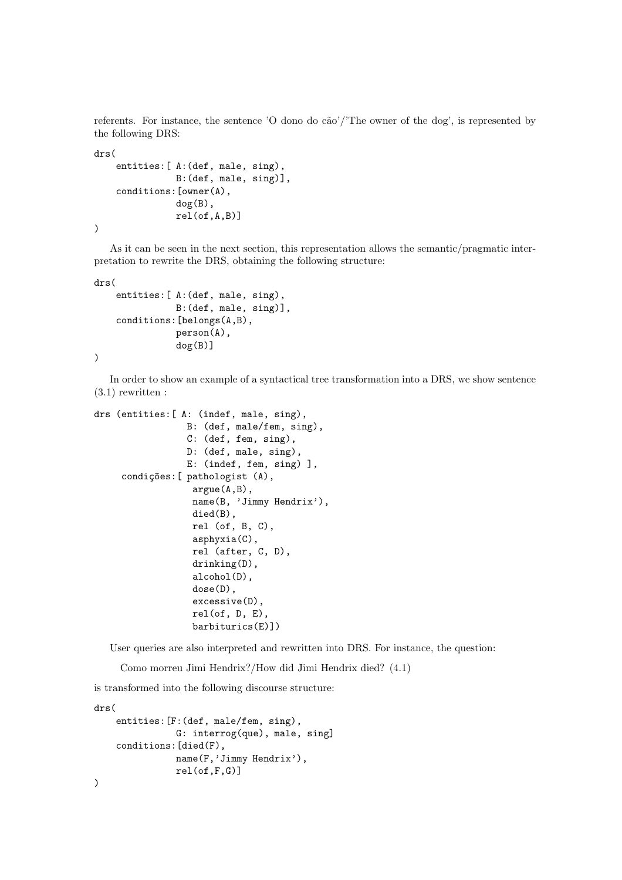referents. For instance, the sentence 'O dono do cão'/'The owner of the dog', is represented by the following DRS:

```
drs(
    entities:[ A:(def, male, sing),
               B:(def, male, sing)],
    conditions:[owner(A),
               dog(B),
               rel(of,A,B)]
)
```

As it can be seen in the next section, this representation allows the semantic/pragmatic interpretation to rewrite the DRS, obtaining the following structure:

```
drs(
    entities:[ A:(def, male, sing),
               B:(def, male, sing)],
    conditions:[belongs(A,B),
               person(A),
               dog(B)]
)
```

In order to show an example of a syntactical tree transformation into a DRS, we show sentence (3.1) rewritten :

```
drs (entities:[ A: (indef, male, sing),
                B: (def, male/fem, sing),
                C: (def, fem, sing),
                D: (def, male, sing),
                E: (indef, fem, sing) ],
     condições:[ pathologist (A),
                 argue(A,B),
                 name(B, 'Jimmy Hendrix'),
                 died(B),
                 rel (of, B, C),
                 asphyxia(C),
                 rel (after, C, D),
                 drinking(D),
                 alcohol(D),
                 dose(D),
                 excessive(D),
                 rel(of, D, E),
                 barbiturics(E)])
```

User queries are also interpreted and rewritten into DRS. For instance, the question:

Como morreu Jimi Hendrix?/How did Jimi Hendrix died? (4.1)

is transformed into the following discourse structure:

```
drs(
    entities:[F:(def, male/fem, sing),
              G: interrog(que), male, sing]
    conditions:[died(F),
               name(F,'Jimmy Hendrix'),
               rel(of,F,G)]
)
```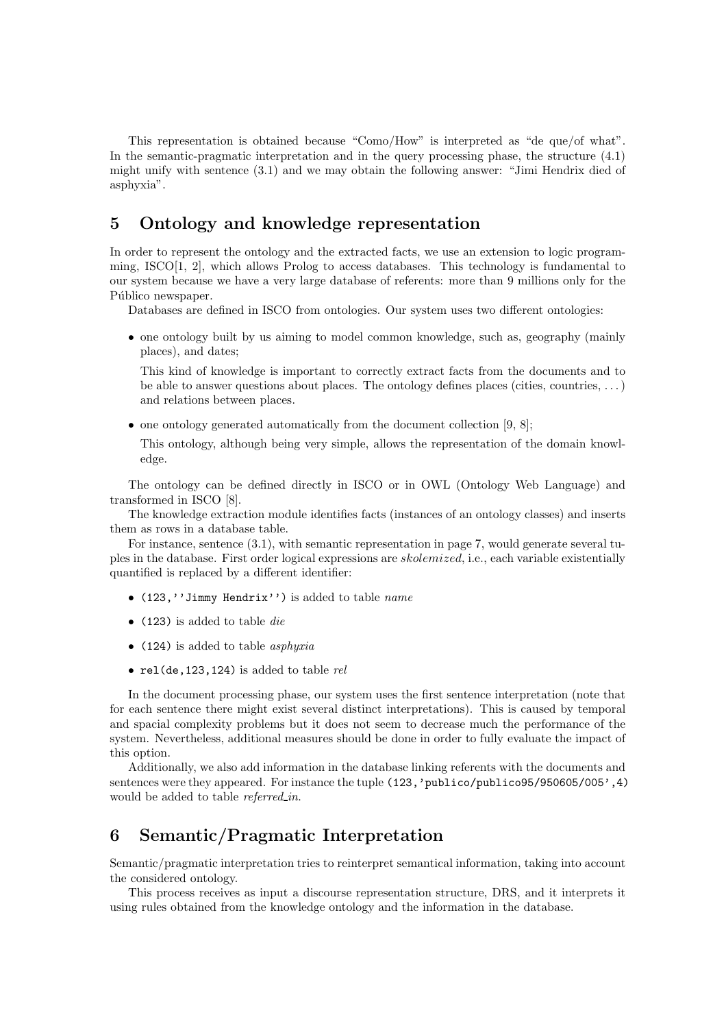This representation is obtained because “Como/How” is interpreted as “de que/of what”. In the semantic-pragmatic interpretation and in the query processing phase, the structure (4.1) might unify with sentence (3.1) and we may obtain the following answer: “Jimi Hendrix died of asphyxia”.

## 5 Ontology and knowledge representation

In order to represent the ontology and the extracted facts, we use an extension to logic programming, ISCO[1, 2], which allows Prolog to access databases. This technology is fundamental to our system because we have a very large database of referents: more than 9 millions only for the Público newspaper.

Databases are defined in ISCO from ontologies. Our system uses two different ontologies:

- one ontology built by us aiming to model common knowledge, such as, geography (mainly places), and dates;

  This kind of knowledge is important to correctly extract facts from the documents and to be able to answer questions about places. The ontology defines places (cities, countries, ...) and relations between places.

- one ontology generated automatically from the document collection [9, 8];

  This ontology, although being very simple, allows the representation of the domain knowledge.

The ontology can be defined directly in ISCO or in OWL (Ontology Web Language) and transformed in ISCO [8].

The knowledge extraction module identifies facts (instances of an ontology classes) and inserts them as rows in a database table.

For instance, sentence (3.1), with semantic representation in page 7, would generate several tuples in the database. First order logical expressions are *skolemized*, i.e., each variable existentially quantified is replaced by a different identifier:

- `(123,''Jimmy Hendrix'')` is added to table *name*
- `(123)` is added to table *die*
- `(124)` is added to table *asphyxia*
- `rel(de,123,124)` is added to table *rel*

In the document processing phase, our system uses the first sentence interpretation (note that for each sentence there might exist several distinct interpretations). This is caused by temporal and spacial complexity problems but it does not seem to decrease much the performance of the system. Nevertheless, additional measures should be done in order to fully evaluate the impact of this option.

Additionally, we also add information in the database linking referents with the documents and sentences were they appeared. For instance the tuple `(123,'publico/publico95/950605/005',4)` would be added to table *referred_in*.

## 6 Semantic/Pragmatic Interpretation

Semantic/pragmatic interpretation tries to reinterpret semantical information, taking into account the considered ontology.

This process receives as input a discourse representation structure, DRS, and it interprets it using rules obtained from the knowledge ontology and the information in the database.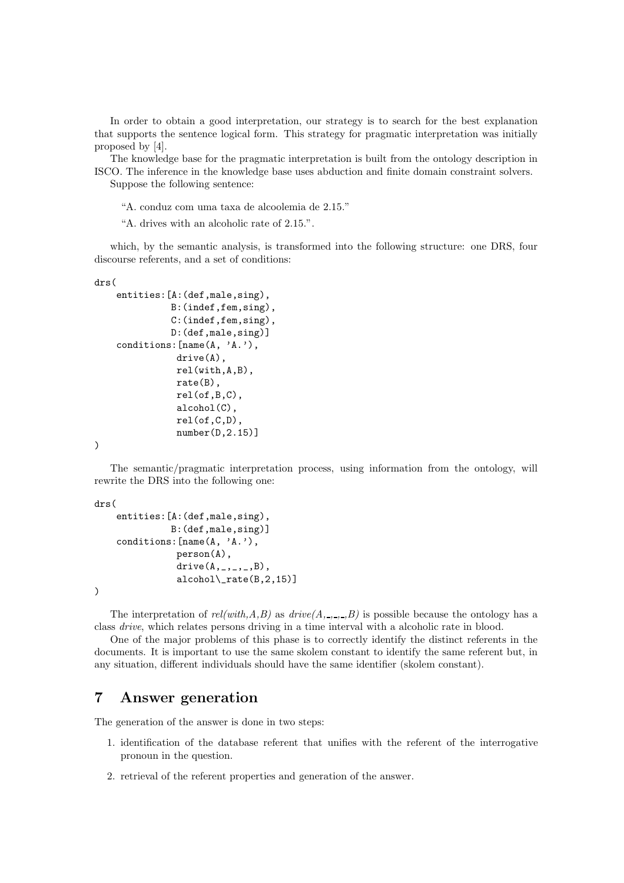In order to obtain a good interpretation, our strategy is to search for the best explanation that supports the sentence logical form. This strategy for pragmatic interpretation was initially proposed by [4].

The knowledge base for the pragmatic interpretation is built from the ontology description in ISCO. The inference in the knowledge base uses abduction and finite domain constraint solvers.

Suppose the following sentence:

> "A. conduz com uma taxa de alcoolemia de 2.15."
>
> "A. drives with an alcoholic rate of 2.15.".

which, by the semantic analysis, is transformed into the following structure: one DRS, four discourse referents, and a set of conditions:

```
drs(
    entities:[A:(def,male,sing),
              B:(indef,fem,sing),
              C:(indef,fem,sing),
              D:(def,male,sing)]
    conditions:[name(A, 'A.'),
               drive(A),
               rel(with,A,B),
               rate(B),
               rel(of,B,C),
               alcohol(C),
               rel(of,C,D),
               number(D,2.15)]
)
```

The semantic/pragmatic interpretation process, using information from the ontology, will rewrite the DRS into the following one:

```
drs(
    entities:[A:(def,male,sing),
              B:(def,male,sing)]
    conditions:[name(A, 'A.'),
               person(A),
               drive(A,_,_,_,B),
               alcohol\_rate(B,2,15)]
)
```

The interpretation of *rel(with,A,B)* as *drive(A,_,_,_,B)* is possible because the ontology has a class *drive*, which relates persons driving in a time interval with a alcoholic rate in blood.

One of the major problems of this phase is to correctly identify the distinct referents in the documents. It is important to use the same skolem constant to identify the same referent but, in any situation, different individuals should have the same identifier (skolem constant).

## 7 Answer generation

The generation of the answer is done in two steps:

1. identification of the database referent that unifies with the referent of the interrogative pronoun in the question.
2. retrieval of the referent properties and generation of the answer.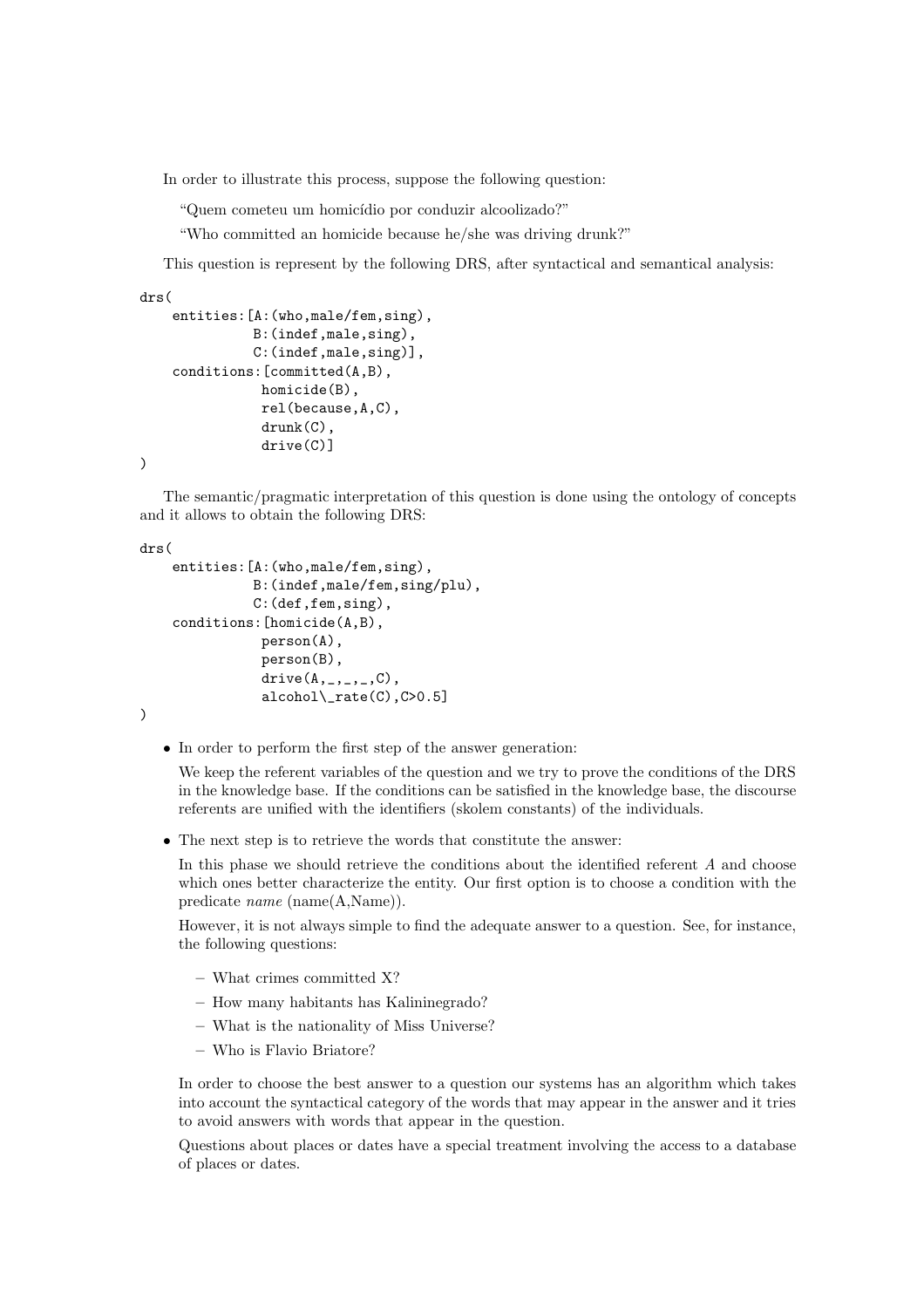In order to illustrate this process, suppose the following question:

"Quem cometeu um homicídio por conduzir alcoolizado?"

"Who committed an homicide because he/she was driving drunk?"

This question is represent by the following DRS, after syntactical and semantical analysis:

```
drs(
    entities:[A:(who,male/fem,sing),
              B:(indef,male,sing),
              C:(indef,male,sing)],
    conditions:[committed(A,B),
               homicide(B),
               rel(because,A,C),
               drunk(C),
               drive(C)]
)
```

The semantic/pragmatic interpretation of this question is done using the ontology of concepts and it allows to obtain the following DRS:

```
drs(
    entities:[A:(who,male/fem,sing),
              B:(indef,male/fem,sing/plu),
              C:(def,fem,sing),
    conditions:[homicide(A,B),
               person(A),
               person(B),
               drive(A,_,_,_,C),
               alcohol\_rate(C),C>0.5]
)
```

- In order to perform the first step of the answer generation:

  We keep the referent variables of the question and we try to prove the conditions of the DRS in the knowledge base. If the conditions can be satisfied in the knowledge base, the discourse referents are unified with the identifiers (skolem constants) of the individuals.

- The next step is to retrieve the words that constitute the answer:

  In this phase we should retrieve the conditions about the identified referent $A$ and choose which ones better characterize the entity. Our first option is to choose a condition with the predicate *name* (name(A,Name)).

  However, it is not always simple to find the adequate answer to a question. See, for instance, the following questions:

  - What crimes committed X?
  - How many habitants has Kalininegrado?
  - What is the nationality of Miss Universe?
  - Who is Flavio Briatore?

  In order to choose the best answer to a question our systems has an algorithm which takes into account the syntactical category of the words that may appear in the answer and it tries to avoid answers with words that appear in the question.

  Questions about places or dates have a special treatment involving the access to a database of places or dates.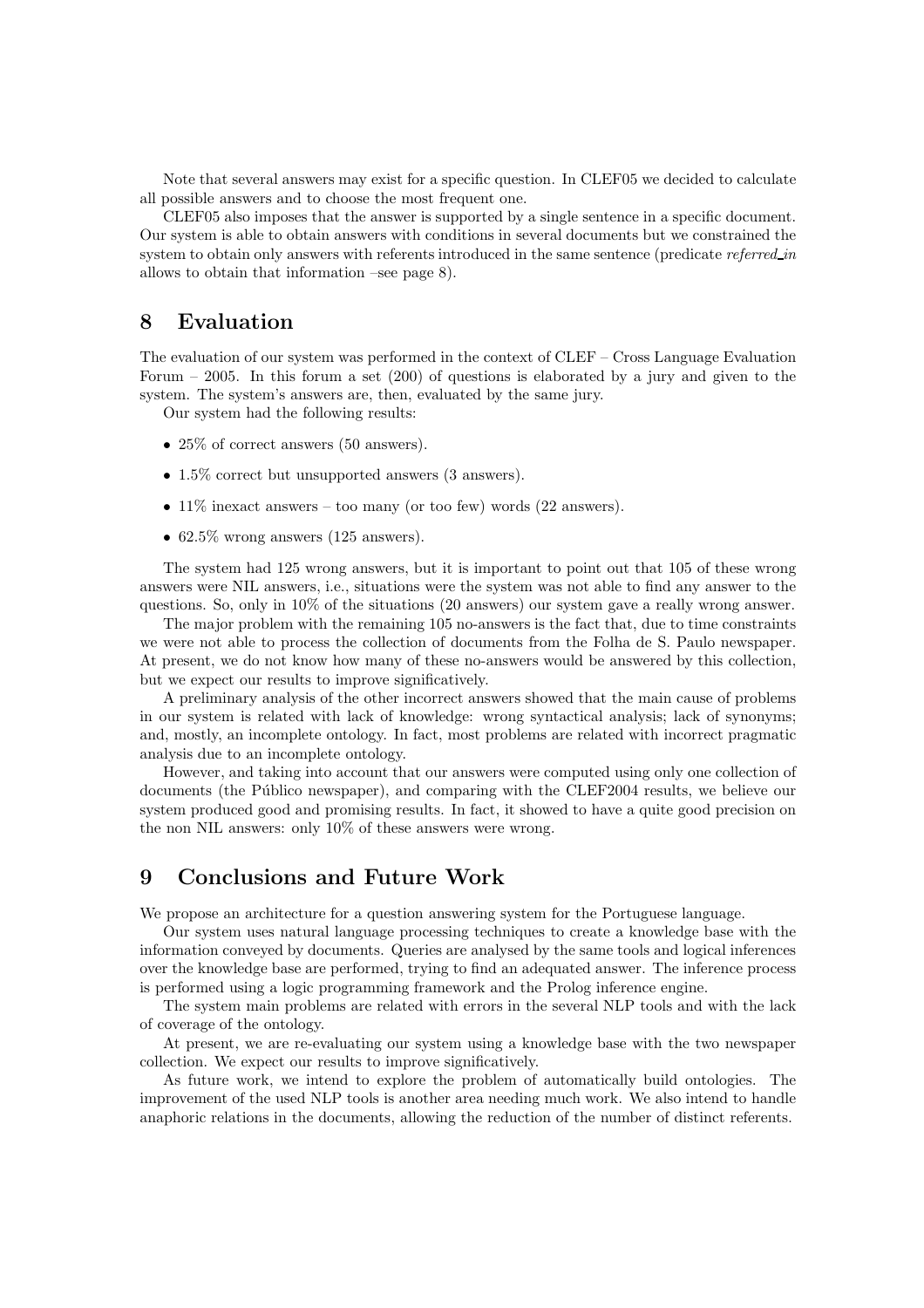Note that several answers may exist for a specific question. In CLEF05 we decided to calculate all possible answers and to choose the most frequent one.

CLEF05 also imposes that the answer is supported by a single sentence in a specific document. Our system is able to obtain answers with conditions in several documents but we constrained the system to obtain only answers with referents introduced in the same sentence (predicate *referred_in* allows to obtain that information –see page 8).

## 8 Evaluation

The evaluation of our system was performed in the context of CLEF – Cross Language Evaluation Forum – 2005. In this forum a set (200) of questions is elaborated by a jury and given to the system. The system's answers are, then, evaluated by the same jury.

Our system had the following results:

- 25% of correct answers (50 answers).
- 1.5% correct but unsupported answers (3 answers).
- 11% inexact answers – too many (or too few) words (22 answers).
- 62.5% wrong answers (125 answers).

The system had 125 wrong answers, but it is important to point out that 105 of these wrong answers were NIL answers, i.e., situations were the system was not able to find any answer to the questions. So, only in 10% of the situations (20 answers) our system gave a really wrong answer.

The major problem with the remaining 105 no-answers is the fact that, due to time constraints we were not able to process the collection of documents from the Folha de S. Paulo newspaper. At present, we do not know how many of these no-answers would be answered by this collection, but we expect our results to improve significatively.

A preliminary analysis of the other incorrect answers showed that the main cause of problems in our system is related with lack of knowledge: wrong syntactical analysis; lack of synonyms; and, mostly, an incomplete ontology. In fact, most problems are related with incorrect pragmatic analysis due to an incomplete ontology.

However, and taking into account that our answers were computed using only one collection of documents (the Público newspaper), and comparing with the CLEF2004 results, we believe our system produced good and promising results. In fact, it showed to have a quite good precision on the non NIL answers: only 10% of these answers were wrong.

## 9 Conclusions and Future Work

We propose an architecture for a question answering system for the Portuguese language.

Our system uses natural language processing techniques to create a knowledge base with the information conveyed by documents. Queries are analysed by the same tools and logical inferences over the knowledge base are performed, trying to find an adequated answer. The inference process is performed using a logic programming framework and the Prolog inference engine.

The system main problems are related with errors in the several NLP tools and with the lack of coverage of the ontology.

At present, we are re-evaluating our system using a knowledge base with the two newspaper collection. We expect our results to improve significatively.

As future work, we intend to explore the problem of automatically build ontologies. The improvement of the used NLP tools is another area needing much work. We also intend to handle anaphoric relations in the documents, allowing the reduction of the number of distinct referents.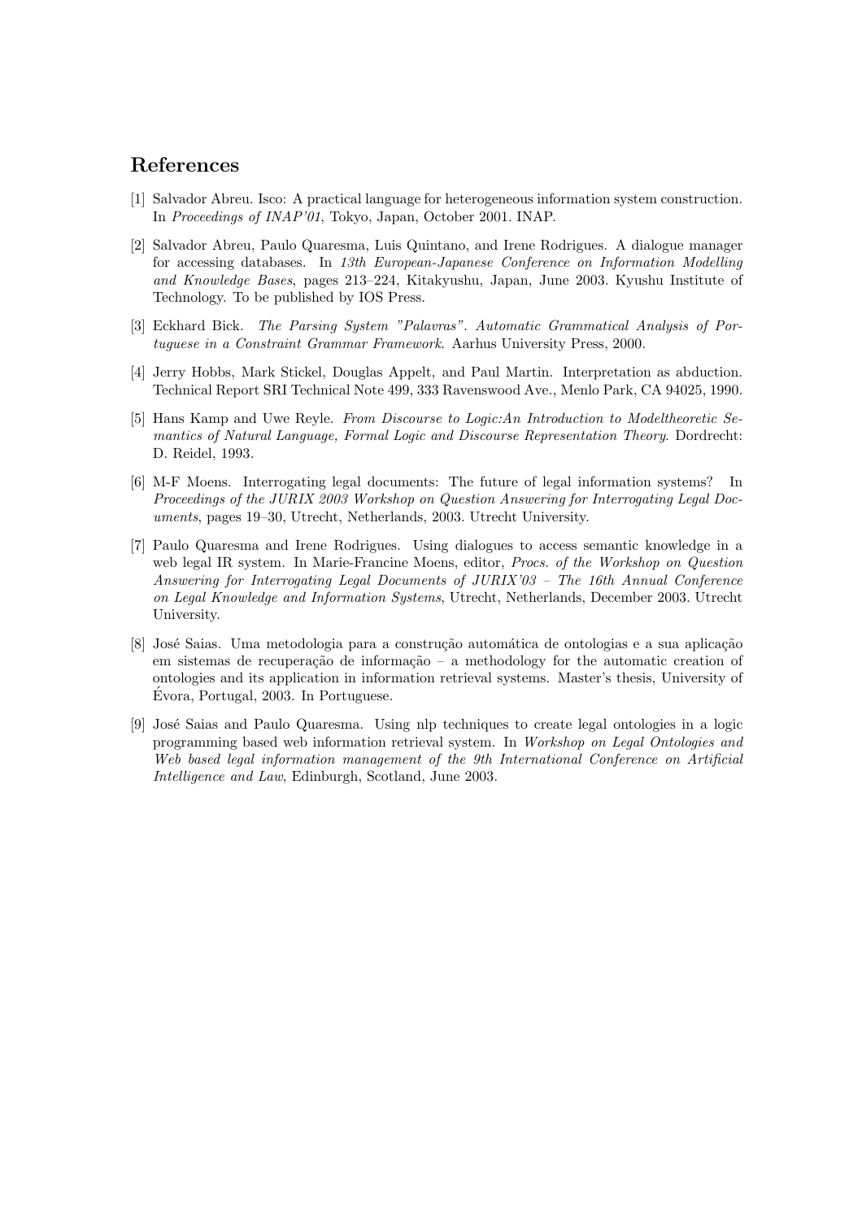## References

[1] Salvador Abreu. Isco: A practical language for heterogeneous information system construction. In *Proceedings of INAP'01*, Tokyo, Japan, October 2001. INAP.

[2] Salvador Abreu, Paulo Quaresma, Luis Quintano, and Irene Rodrigues. A dialogue manager for accessing databases. In *13th European-Japanese Conference on Information Modelling and Knowledge Bases*, pages 213–224, Kitakyushu, Japan, June 2003. Kyushu Institute of Technology. To be published by IOS Press.

[3] Eckhard Bick. *The Parsing System "Palavras". Automatic Grammatical Analysis of Portuguese in a Constraint Grammar Framework*. Aarhus University Press, 2000.

[4] Jerry Hobbs, Mark Stickel, Douglas Appelt, and Paul Martin. Interpretation as abduction. Technical Report SRI Technical Note 499, 333 Ravenswood Ave., Menlo Park, CA 94025, 1990.

[5] Hans Kamp and Uwe Reyle. *From Discourse to Logic:An Introduction to Modeltheoretic Semantics of Natural Language, Formal Logic and Discourse Representation Theory*. Dordrecht: D. Reidel, 1993.

[6] M-F Moens. Interrogating legal documents: The future of legal information systems? In *Proceedings of the JURIX 2003 Workshop on Question Answering for Interrogating Legal Documents*, pages 19–30, Utrecht, Netherlands, 2003. Utrecht University.

[7] Paulo Quaresma and Irene Rodrigues. Using dialogues to access semantic knowledge in a web legal IR system. In Marie-Francine Moens, editor, *Procs. of the Workshop on Question Answering for Interrogating Legal Documents of JURIX'03 – The 16th Annual Conference on Legal Knowledge and Information Systems*, Utrecht, Netherlands, December 2003. Utrecht University.

[8] José Saias. Uma metodologia para a construção automática de ontologias e a sua aplicação em sistemas de recuperação de informação – a methodology for the automatic creation of ontologies and its application in information retrieval systems. Master's thesis, University of Évora, Portugal, 2003. In Portuguese.

[9] José Saias and Paulo Quaresma. Using nlp techniques to create legal ontologies in a logic programming based web information retrieval system. In *Workshop on Legal Ontologies and Web based legal information management of the 9th International Conference on Artificial Intelligence and Law*, Edinburgh, Scotland, June 2003.